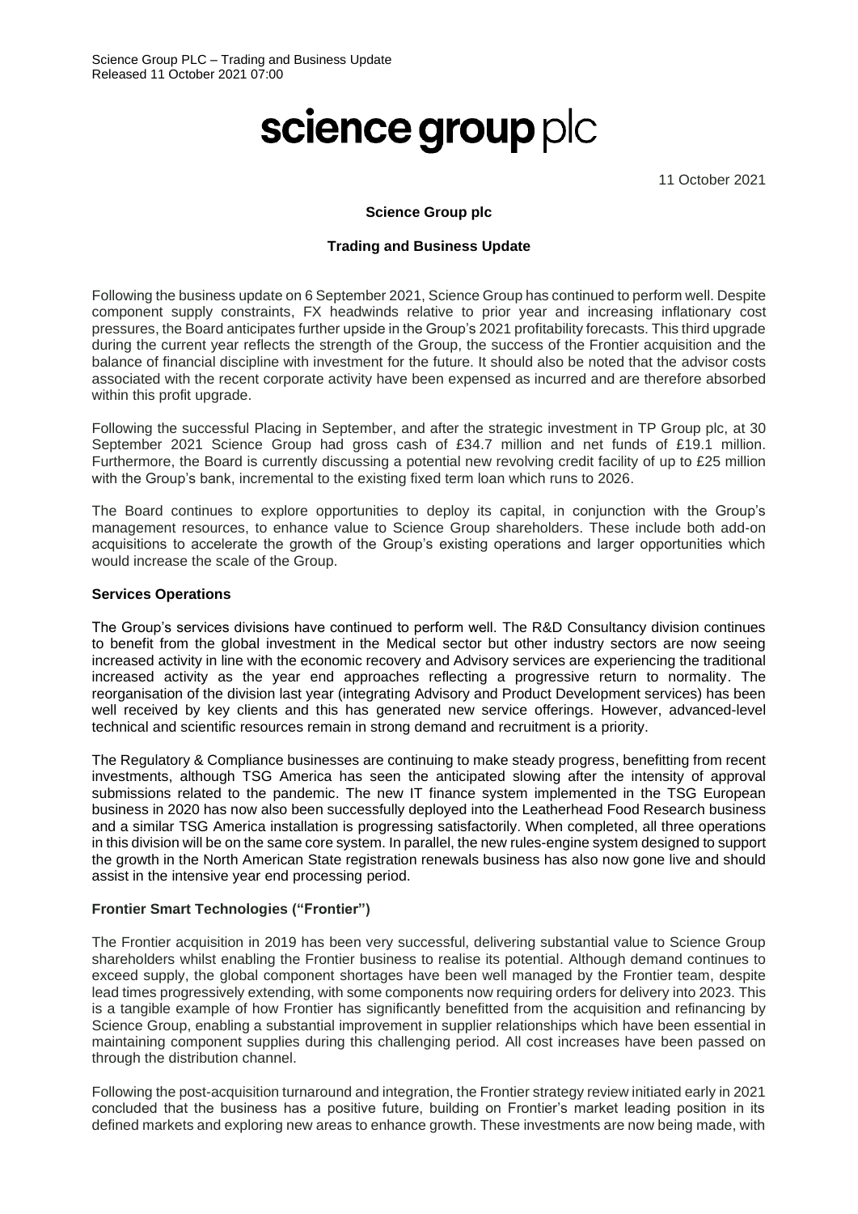Science Group PLC – Trading and Business Update
Released 11 October 2021 07:00

# science group plc

11 October 2021

**Science Group plc**

**Trading and Business Update**

Following the business update on 6 September 2021, Science Group has continued to perform well. Despite component supply constraints, FX headwinds relative to prior year and increasing inflationary cost pressures, the Board anticipates further upside in the Group's 2021 profitability forecasts. This third upgrade during the current year reflects the strength of the Group, the success of the Frontier acquisition and the balance of financial discipline with investment for the future. It should also be noted that the advisor costs associated with the recent corporate activity have been expensed as incurred and are therefore absorbed within this profit upgrade.

Following the successful Placing in September, and after the strategic investment in TP Group plc, at 30 September 2021 Science Group had gross cash of £34.7 million and net funds of £19.1 million. Furthermore, the Board is currently discussing a potential new revolving credit facility of up to £25 million with the Group's bank, incremental to the existing fixed term loan which runs to 2026.

The Board continues to explore opportunities to deploy its capital, in conjunction with the Group's management resources, to enhance value to Science Group shareholders. These include both add-on acquisitions to accelerate the growth of the Group's existing operations and larger opportunities which would increase the scale of the Group.

**Services Operations**

The Group's services divisions have continued to perform well. The R&D Consultancy division continues to benefit from the global investment in the Medical sector but other industry sectors are now seeing increased activity in line with the economic recovery and Advisory services are experiencing the traditional increased activity as the year end approaches reflecting a progressive return to normality. The reorganisation of the division last year (integrating Advisory and Product Development services) has been well received by key clients and this has generated new service offerings. However, advanced-level technical and scientific resources remain in strong demand and recruitment is a priority.

The Regulatory & Compliance businesses are continuing to make steady progress, benefitting from recent investments, although TSG America has seen the anticipated slowing after the intensity of approval submissions related to the pandemic. The new IT finance system implemented in the TSG European business in 2020 has now also been successfully deployed into the Leatherhead Food Research business and a similar TSG America installation is progressing satisfactorily. When completed, all three operations in this division will be on the same core system. In parallel, the new rules-engine system designed to support the growth in the North American State registration renewals business has also now gone live and should assist in the intensive year end processing period.

**Frontier Smart Technologies ("Frontier")**

The Frontier acquisition in 2019 has been very successful, delivering substantial value to Science Group shareholders whilst enabling the Frontier business to realise its potential. Although demand continues to exceed supply, the global component shortages have been well managed by the Frontier team, despite lead times progressively extending, with some components now requiring orders for delivery into 2023. This is a tangible example of how Frontier has significantly benefitted from the acquisition and refinancing by Science Group, enabling a substantial improvement in supplier relationships which have been essential in maintaining component supplies during this challenging period. All cost increases have been passed on through the distribution channel.

Following the post-acquisition turnaround and integration, the Frontier strategy review initiated early in 2021 concluded that the business has a positive future, building on Frontier's market leading position in its defined markets and exploring new areas to enhance growth. These investments are now being made, with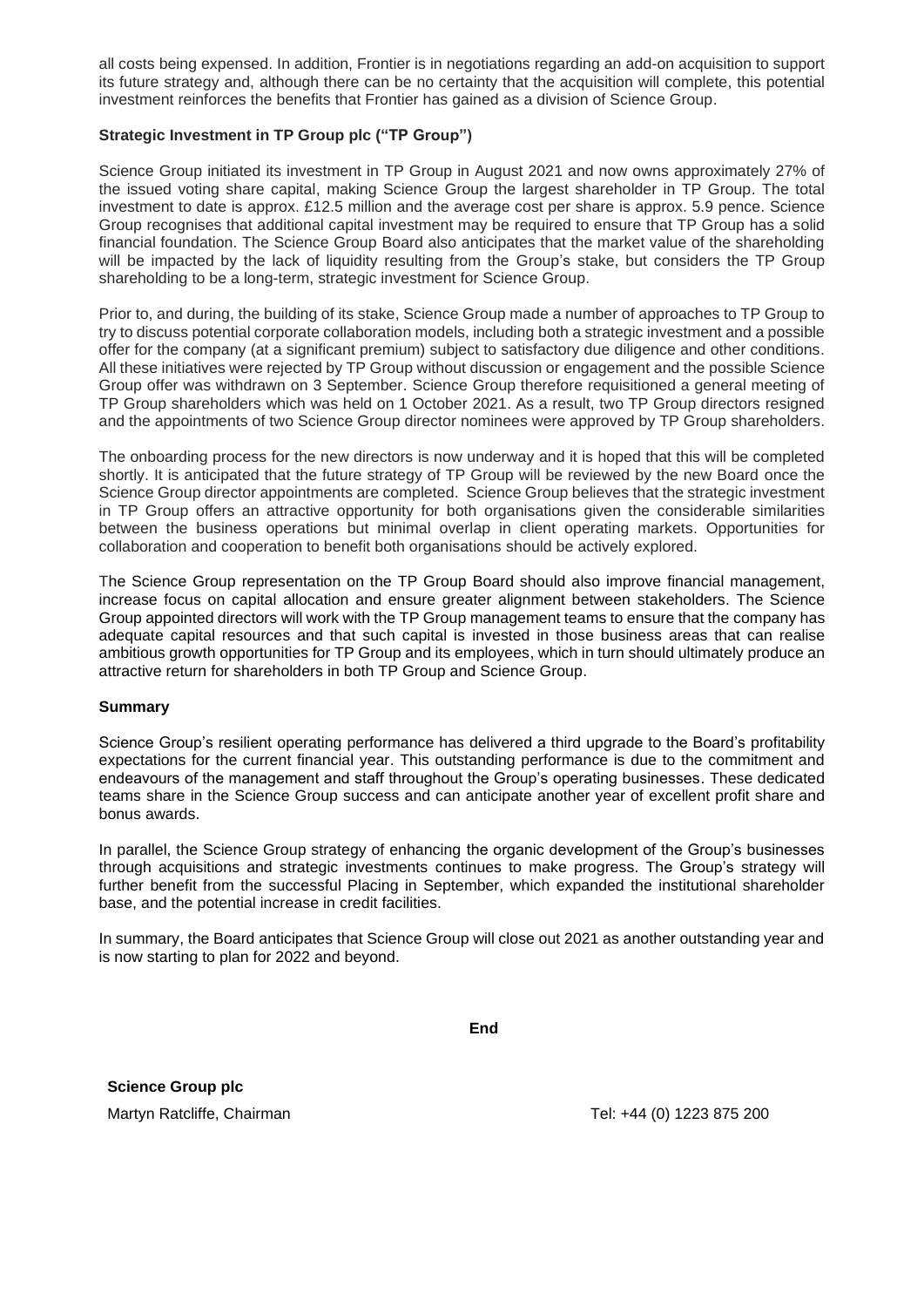all costs being expensed. In addition, Frontier is in negotiations regarding an add-on acquisition to support its future strategy and, although there can be no certainty that the acquisition will complete, this potential investment reinforces the benefits that Frontier has gained as a division of Science Group.

**Strategic Investment in TP Group plc ("TP Group")**

Science Group initiated its investment in TP Group in August 2021 and now owns approximately 27% of the issued voting share capital, making Science Group the largest shareholder in TP Group. The total investment to date is approx. £12.5 million and the average cost per share is approx. 5.9 pence. Science Group recognises that additional capital investment may be required to ensure that TP Group has a solid financial foundation. The Science Group Board also anticipates that the market value of the shareholding will be impacted by the lack of liquidity resulting from the Group's stake, but considers the TP Group shareholding to be a long-term, strategic investment for Science Group.

Prior to, and during, the building of its stake, Science Group made a number of approaches to TP Group to try to discuss potential corporate collaboration models, including both a strategic investment and a possible offer for the company (at a significant premium) subject to satisfactory due diligence and other conditions. All these initiatives were rejected by TP Group without discussion or engagement and the possible Science Group offer was withdrawn on 3 September. Science Group therefore requisitioned a general meeting of TP Group shareholders which was held on 1 October 2021. As a result, two TP Group directors resigned and the appointments of two Science Group director nominees were approved by TP Group shareholders.

The onboarding process for the new directors is now underway and it is hoped that this will be completed shortly. It is anticipated that the future strategy of TP Group will be reviewed by the new Board once the Science Group director appointments are completed. Science Group believes that the strategic investment in TP Group offers an attractive opportunity for both organisations given the considerable similarities between the business operations but minimal overlap in client operating markets. Opportunities for collaboration and cooperation to benefit both organisations should be actively explored.

The Science Group representation on the TP Group Board should also improve financial management, increase focus on capital allocation and ensure greater alignment between stakeholders. The Science Group appointed directors will work with the TP Group management teams to ensure that the company has adequate capital resources and that such capital is invested in those business areas that can realise ambitious growth opportunities for TP Group and its employees, which in turn should ultimately produce an attractive return for shareholders in both TP Group and Science Group.

**Summary**

Science Group's resilient operating performance has delivered a third upgrade to the Board's profitability expectations for the current financial year. This outstanding performance is due to the commitment and endeavours of the management and staff throughout the Group's operating businesses. These dedicated teams share in the Science Group success and can anticipate another year of excellent profit share and bonus awards.

In parallel, the Science Group strategy of enhancing the organic development of the Group's businesses through acquisitions and strategic investments continues to make progress. The Group's strategy will further benefit from the successful Placing in September, which expanded the institutional shareholder base, and the potential increase in credit facilities.

In summary, the Board anticipates that Science Group will close out 2021 as another outstanding year and is now starting to plan for 2022 and beyond.

**End**

**Science Group plc**

Martyn Ratcliffe, Chairman — Tel: +44 (0) 1223 875 200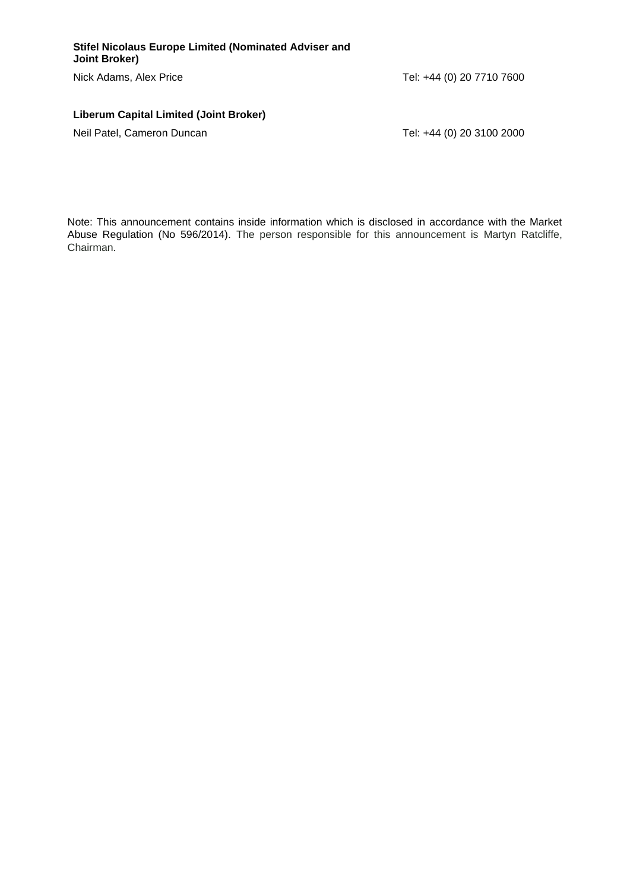**Stifel Nicolaus Europe Limited (Nominated Adviser and Joint Broker)**

Nick Adams, Alex Price — Tel: +44 (0) 20 7710 7600

**Liberum Capital Limited (Joint Broker)**

Neil Patel, Cameron Duncan — Tel: +44 (0) 20 3100 2000

Note: This announcement contains inside information which is disclosed in accordance with the Market Abuse Regulation (No 596/2014). The person responsible for this announcement is Martyn Ratcliffe, Chairman.